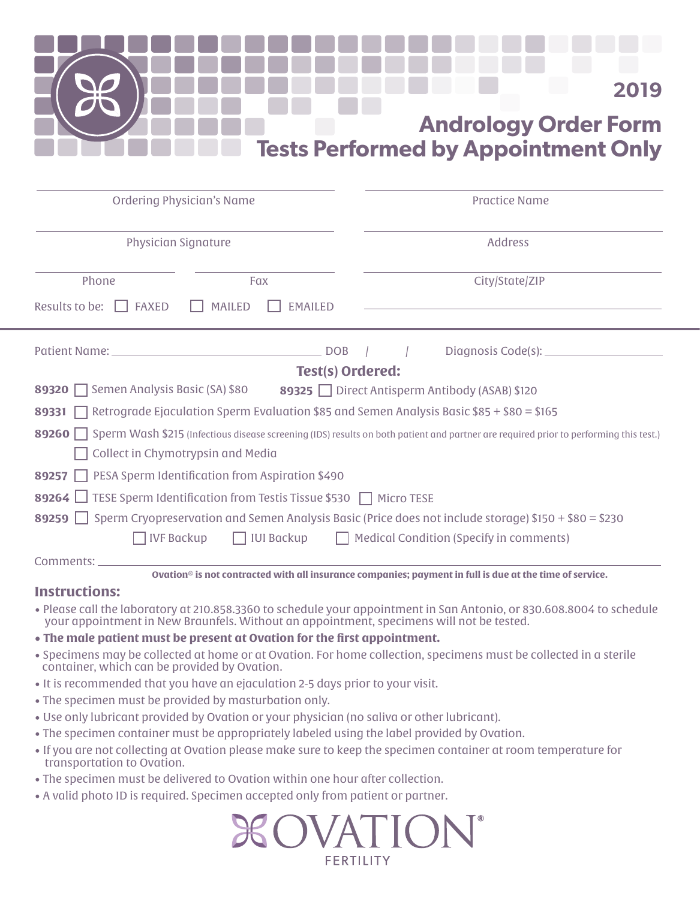# 2019

# Andrology Order Form
## Tests Performed by Appointment Only

Ordering Physician's Name: ______________________

Practice Name: ______________________

Physician Signature: ______________________

Address: ______________________

Phone: ______________ Fax: ______________

City/State/ZIP: ______________________

Results to be: ☐ FAXED ☐ MAILED ☐ EMAILED

______________________

Patient Name: ______________________ DOB / / Diagnosis Code(s): ______________

### Test(s) Ordered:

**89320** ☐ Semen Analysis Basic (SA) $80 **89325** ☐ Direct Antisperm Antibody (ASAB) $120

**89331** ☐ Retrograde Ejaculation Sperm Evaluation $85 and Semen Analysis Basic $85 + $80 = $165

**89260** ☐ Sperm Wash $215 (Infectious disease screening (IDS) results on both patient and partner are required prior to performing this test.)

☐ Collect in Chymotrypsin and Media

**89257** ☐ PESA Sperm Identification from Aspiration $490

**89264** ☐ TESE Sperm Identification from Testis Tissue $530 ☐ Micro TESE

**89259** ☐ Sperm Cryopreservation and Semen Analysis Basic (Price does not include storage) $150 + $80 = $230

☐ IVF Backup ☐ IUI Backup ☐ Medical Condition (Specify in comments)

Comments: ______________________

**Ovation® is not contracted with all insurance companies; payment in full is due at the time of service.**

## Instructions:

- Please call the laboratory at 210.858.3360 to schedule your appointment in San Antonio, or 830.608.8004 to schedule your appointment in New Braunfels. Without an appointment, specimens will not be tested.
- **The male patient must be present at Ovation for the first appointment.**
- Specimens may be collected at home or at Ovation. For home collection, specimens must be collected in a sterile container, which can be provided by Ovation.
- It is recommended that you have an ejaculation 2-5 days prior to your visit.
- The specimen must be provided by masturbation only.
- Use only lubricant provided by Ovation or your physician (no saliva or other lubricant).
- The specimen container must be appropriately labeled using the label provided by Ovation.
- If you are not collecting at Ovation please make sure to keep the specimen container at room temperature for transportation to Ovation.
- The specimen must be delivered to Ovation within one hour after collection.
- A valid photo ID is required. Specimen accepted only from patient or partner.

OVATION® FERTILITY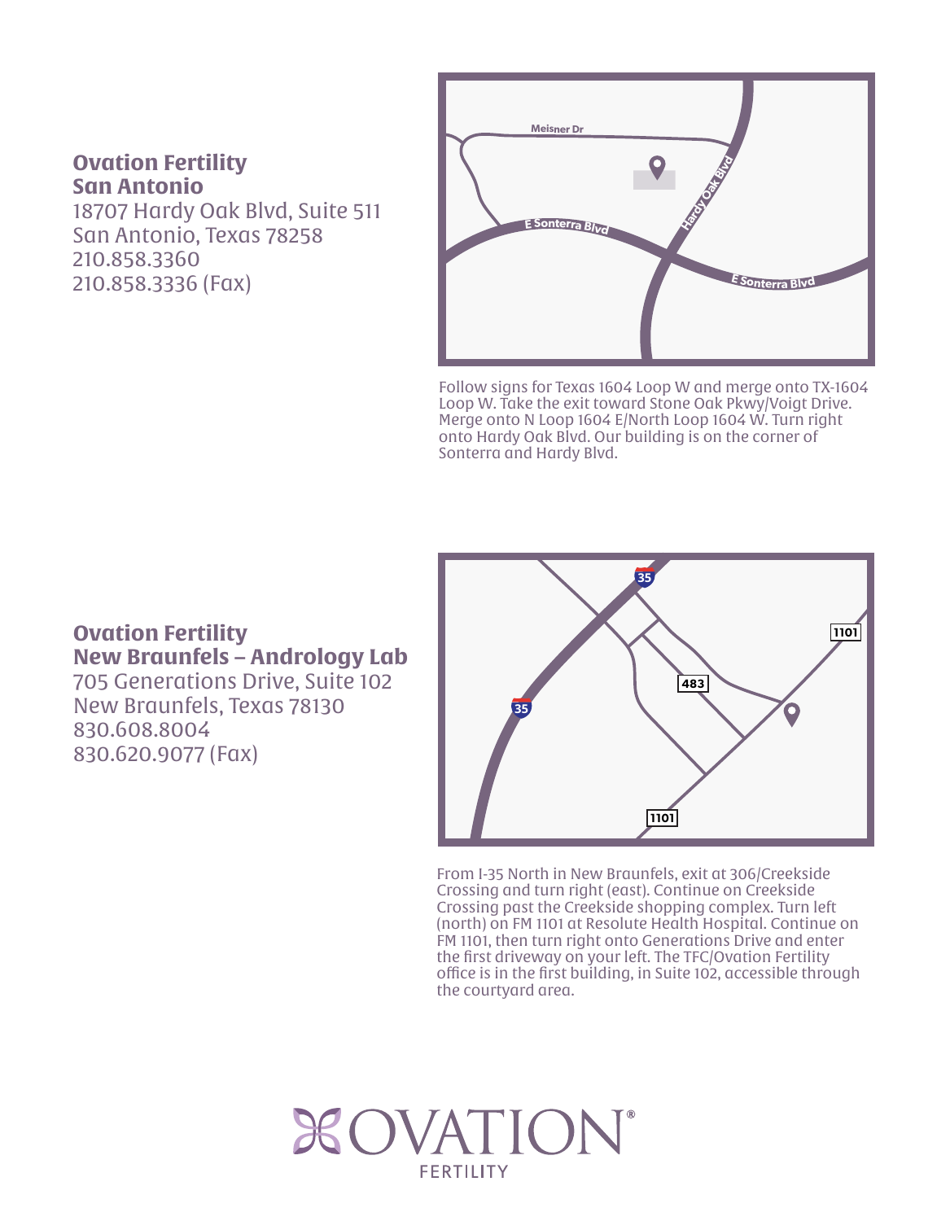## Ovation Fertility San Antonio

18707 Hardy Oak Blvd, Suite 511
San Antonio, Texas 78258
210.858.3360
210.858.3336 (Fax)

Follow signs for Texas 1604 Loop W and merge onto TX-1604 Loop W. Take the exit toward Stone Oak Pkwy/Voigt Drive. Merge onto N Loop 1604 E/North Loop 1604 W. Turn right onto Hardy Oak Blvd. Our building is on the corner of Sonterra and Hardy Blvd.

## Ovation Fertility New Braunfels – Andrology Lab

705 Generations Drive, Suite 102
New Braunfels, Texas 78130
830.608.8004
830.620.9077 (Fax)

From I-35 North in New Braunfels, exit at 306/Creekside Crossing and turn right (east). Continue on Creekside Crossing past the Creekside shopping complex. Turn left (north) on FM 1101 at Resolute Health Hospital. Continue on FM 1101, then turn right onto Generations Drive and enter the first driveway on your left. The TFC/Ovation Fertility office is in the first building, in Suite 102, accessible through the courtyard area.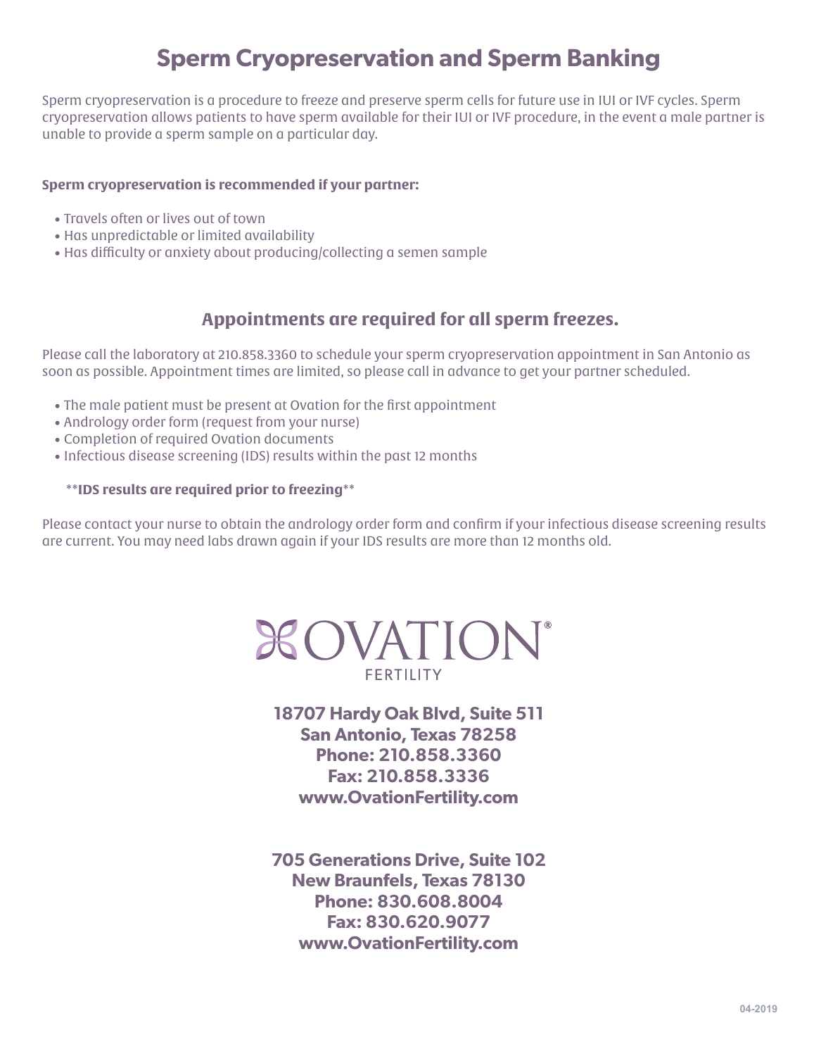# Sperm Cryopreservation and Sperm Banking

Sperm cryopreservation is a procedure to freeze and preserve sperm cells for future use in IUI or IVF cycles. Sperm cryopreservation allows patients to have sperm available for their IUI or IVF procedure, in the event a male partner is unable to provide a sperm sample on a particular day.

**Sperm cryopreservation is recommended if your partner:**

- Travels often or lives out of town
- Has unpredictable or limited availability
- Has difficulty or anxiety about producing/collecting a semen sample

## Appointments are required for all sperm freezes.

Please call the laboratory at 210.858.3360 to schedule your sperm cryopreservation appointment in San Antonio as soon as possible. Appointment times are limited, so please call in advance to get your partner scheduled.

- The male patient must be present at Ovation for the first appointment
- Andrology order form (request from your nurse)
- Completion of required Ovation documents
- Infectious disease screening (IDS) results within the past 12 months

**IDS results are required prior to freezing**

Please contact your nurse to obtain the andrology order form and confirm if your infectious disease screening results are current. You may need labs drawn again if your IDS results are more than 12 months old.

OVATION®
FERTILITY

**18707 Hardy Oak Blvd, Suite 511**
**San Antonio, Texas 78258**
**Phone: 210.858.3360**
**Fax: 210.858.3336**
**www.OvationFertility.com**

**705 Generations Drive, Suite 102**
**New Braunfels, Texas 78130**
**Phone: 830.608.8004**
**Fax: 830.620.9077**
**www.OvationFertility.com**

04-2019